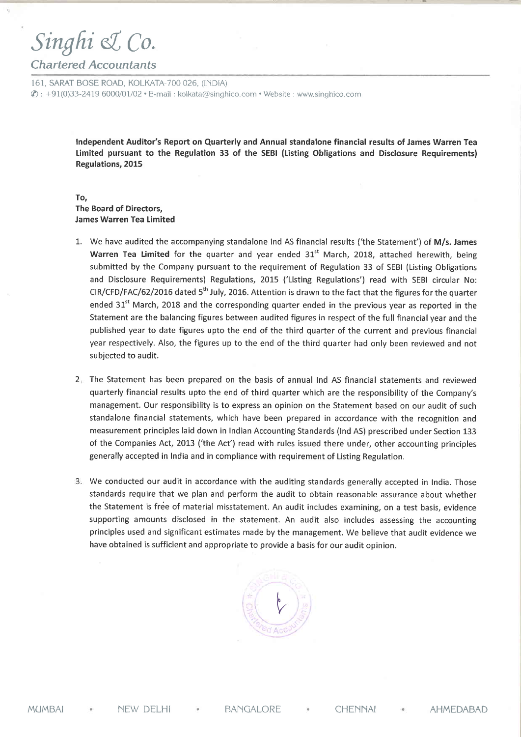# Singhi & Co.

## Chartered Accountants

161, SARAT BOSE ROAD, KOLKATA-700 026, (INDIA)
✆ : +91(0)33-2419 6000/01/02 • E-mail : kolkata@singhico.com • Website : www.singhico.com

**Independent Auditor's Report on Quarterly and Annual standalone financial results of James Warren Tea Limited pursuant to the Regulation 33 of the SEBI (Listing Obligations and Disclosure Requirements) Regulations, 2015**

**To,**
**The Board of Directors,**
**James Warren Tea Limited**

1. We have audited the accompanying standalone Ind AS financial results ('the Statement') of **M/s. James Warren Tea Limited** for the quarter and year ended 31st March, 2018, attached herewith, being submitted by the Company pursuant to the requirement of Regulation 33 of SEBI (Listing Obligations and Disclosure Requirements) Regulations, 2015 ('Listing Regulations') read with SEBI circular No: CIR/CFD/FAC/62/2016 dated 5th July, 2016. Attention is drawn to the fact that the figures for the quarter ended 31st March, 2018 and the corresponding quarter ended in the previous year as reported in the Statement are the balancing figures between audited figures in respect of the full financial year and the published year to date figures upto the end of the third quarter of the current and previous financial year respectively. Also, the figures up to the end of the third quarter had only been reviewed and not subjected to audit.

2. The Statement has been prepared on the basis of annual Ind AS financial statements and reviewed quarterly financial results upto the end of third quarter which are the responsibility of the Company's management. Our responsibility is to express an opinion on the Statement based on our audit of such standalone financial statements, which have been prepared in accordance with the recognition and measurement principles laid down in Indian Accounting Standards (Ind AS) prescribed under Section 133 of the Companies Act, 2013 ('the Act') read with rules issued there under, other accounting principles generally accepted in India and in compliance with requirement of Listing Regulation.

3. We conducted our audit in accordance with the auditing standards generally accepted in India. Those standards require that we plan and perform the audit to obtain reasonable assurance about whether the Statement is free of material misstatement. An audit includes examining, on a test basis, evidence supporting amounts disclosed in the statement. An audit also includes assessing the accounting principles used and significant estimates made by the management. We believe that audit evidence we have obtained is sufficient and appropriate to provide a basis for our audit opinion.

MUMBAI • NEW DELHI • BANGALORE • CHENNAI • AHMEDABAD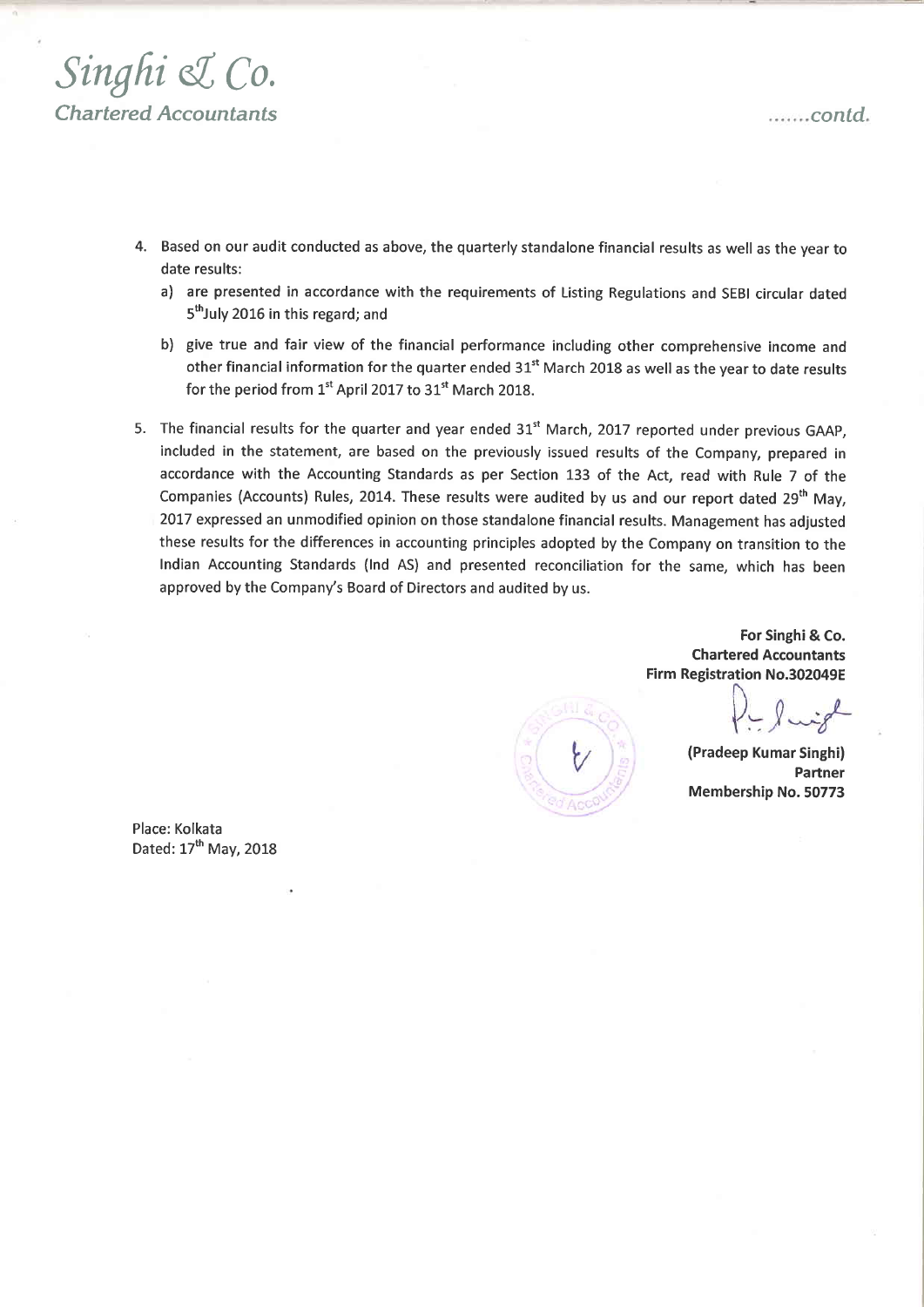*Singhi & Co.*
*Chartered Accountants*

*.......contd.*

4. Based on our audit conducted as above, the quarterly standalone financial results as well as the year to date results:
   a) are presented in accordance with the requirements of Listing Regulations and SEBI circular dated 5th July 2016 in this regard; and
   b) give true and fair view of the financial performance including other comprehensive income and other financial information for the quarter ended 31st March 2018 as well as the year to date results for the period from 1st April 2017 to 31st March 2018.

5. The financial results for the quarter and year ended 31st March, 2017 reported under previous GAAP, included in the statement, are based on the previously issued results of the Company, prepared in accordance with the Accounting Standards as per Section 133 of the Act, read with Rule 7 of the Companies (Accounts) Rules, 2014. These results were audited by us and our report dated 29th May, 2017 expressed an unmodified opinion on those standalone financial results. Management has adjusted these results for the differences in accounting principles adopted by the Company on transition to the Indian Accounting Standards (Ind AS) and presented reconciliation for the same, which has been approved by the Company's Board of Directors and audited by us.

**For Singhi & Co.**
**Chartered Accountants**
**Firm Registration No.302049E**

**(Pradeep Kumar Singhi)**
**Partner**
**Membership No. 50773**

Place: Kolkata
Dated: 17th May, 2018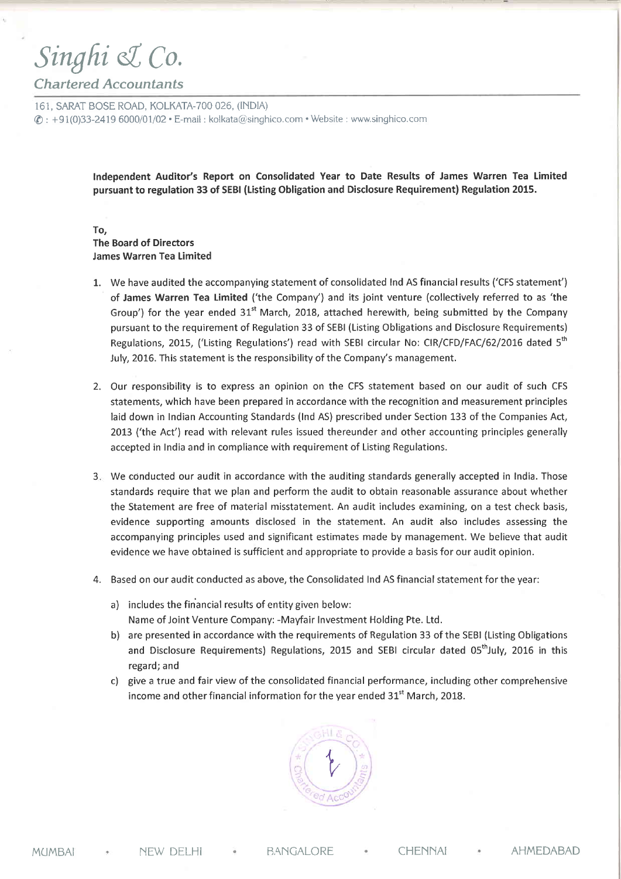# Singhi & Co.

## Chartered Accountants

161, SARAT BOSE ROAD, KOLKATA-700 026, (INDIA)
✆ : +91(0)33-2419 6000/01/02 • E-mail : kolkata@singhico.com • Website : www.singhico.com

**Independent Auditor's Report on Consolidated Year to Date Results of James Warren Tea Limited pursuant to regulation 33 of SEBI (Listing Obligation and Disclosure Requirement) Regulation 2015.**

**To,**
**The Board of Directors**
**James Warren Tea Limited**

1. We have audited the accompanying statement of consolidated Ind AS financial results ('CFS statement') of **James Warren Tea Limited** ('the Company') and its joint venture (collectively referred to as 'the Group') for the year ended 31st March, 2018, attached herewith, being submitted by the Company pursuant to the requirement of Regulation 33 of SEBI (Listing Obligations and Disclosure Requirements) Regulations, 2015, ('Listing Regulations') read with SEBI circular No: CIR/CFD/FAC/62/2016 dated 5th July, 2016. This statement is the responsibility of the Company's management.

2. Our responsibility is to express an opinion on the CFS statement based on our audit of such CFS statements, which have been prepared in accordance with the recognition and measurement principles laid down in Indian Accounting Standards (Ind AS) prescribed under Section 133 of the Companies Act, 2013 ('the Act') read with relevant rules issued thereunder and other accounting principles generally accepted in India and in compliance with requirement of Listing Regulations.

3. We conducted our audit in accordance with the auditing standards generally accepted in India. Those standards require that we plan and perform the audit to obtain reasonable assurance about whether the Statement are free of material misstatement. An audit includes examining, on a test check basis, evidence supporting amounts disclosed in the statement. An audit also includes assessing the accompanying principles used and significant estimates made by management. We believe that audit evidence we have obtained is sufficient and appropriate to provide a basis for our audit opinion.

4. Based on our audit conducted as above, the Consolidated Ind AS financial statement for the year:

   a) includes the financial results of entity given below:
      Name of Joint Venture Company: -Mayfair Investment Holding Pte. Ltd.

   b) are presented in accordance with the requirements of Regulation 33 of the SEBI (Listing Obligations and Disclosure Requirements) Regulations, 2015 and SEBI circular dated 05th July, 2016 in this regard; and

   c) give a true and fair view of the consolidated financial performance, including other comprehensive income and other financial information for the year ended 31st March, 2018.

MUMBAI • NEW DELHI • BANGALORE • CHENNAI • AHMEDABAD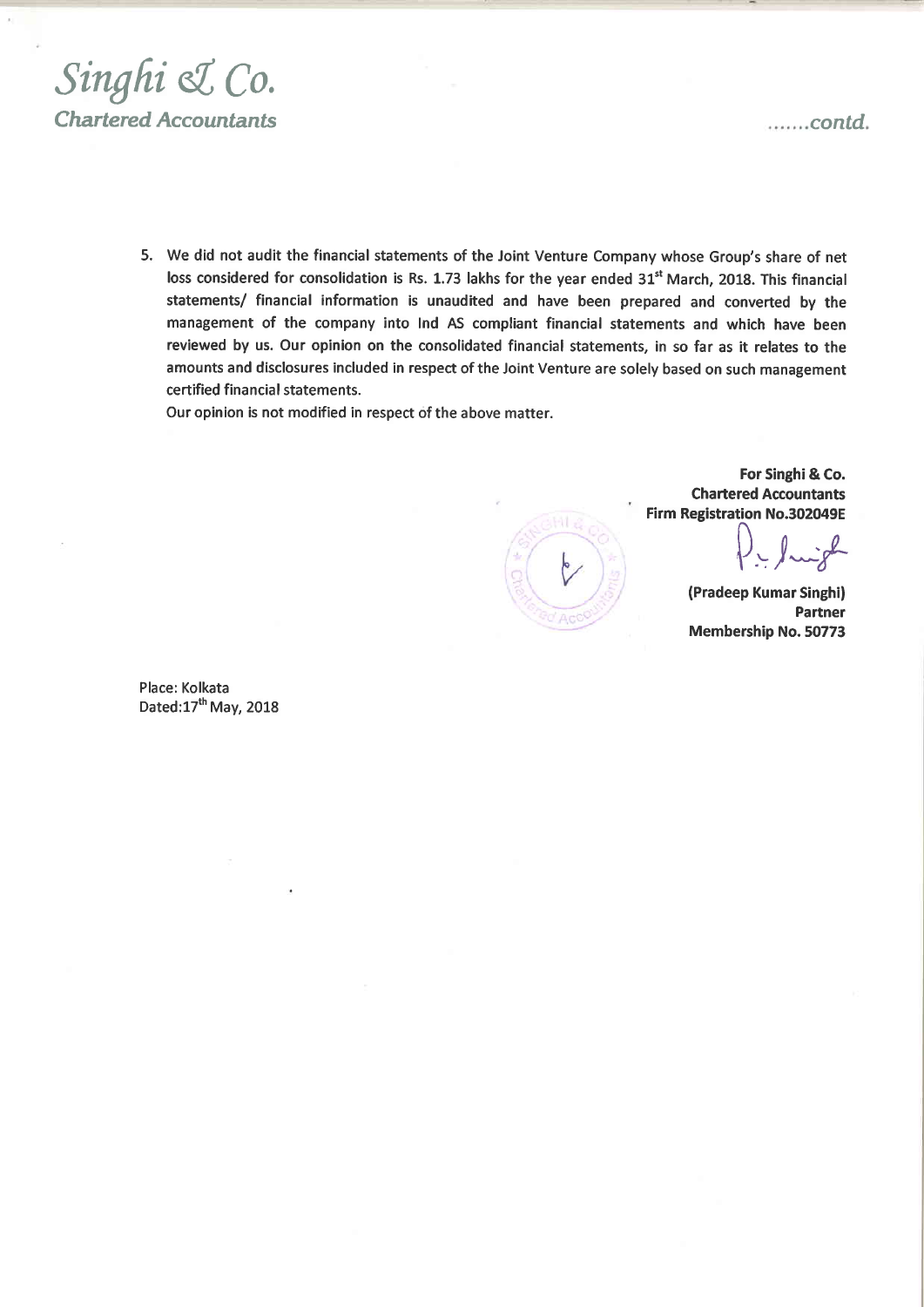*Singhi & Co.*
*Chartered Accountants*

.......*contd.*

5. We did not audit the financial statements of the Joint Venture Company whose Group's share of net loss considered for consolidation is Rs. 1.73 lakhs for the year ended 31st March, 2018. This financial statements/ financial information is unaudited and have been prepared and converted by the management of the company into Ind AS compliant financial statements and which have been reviewed by us. Our opinion on the consolidated financial statements, in so far as it relates to the amounts and disclosures included in respect of the Joint Venture are solely based on such management certified financial statements.

   Our opinion is not modified in respect of the above matter.

**For Singhi & Co.**
**Chartered Accountants**
**Firm Registration No.302049E**

**(Pradeep Kumar Singhi)**
**Partner**
**Membership No. 50773**

Place: Kolkata
Dated:17th May, 2018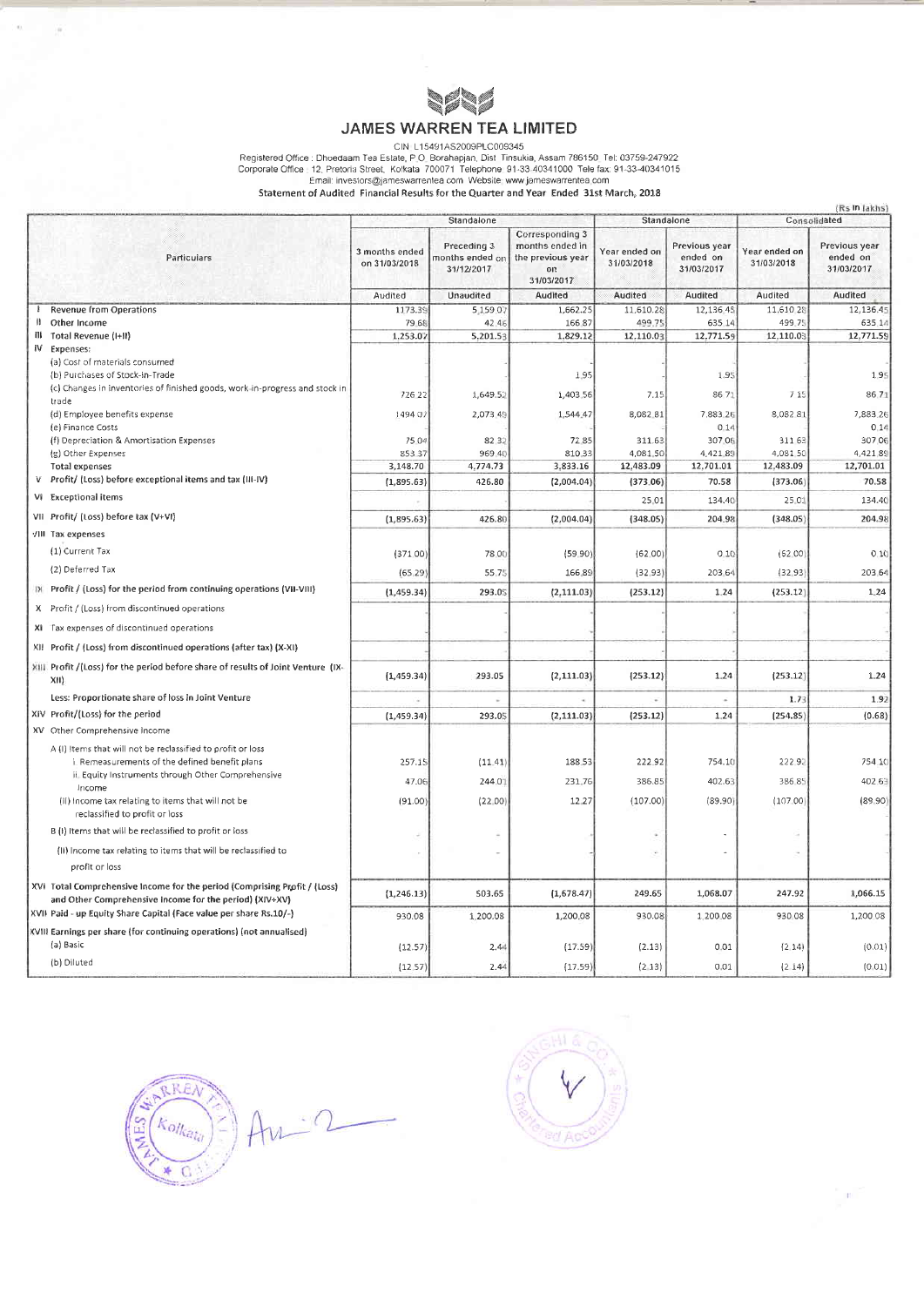# JAMES WARREN TEA LIMITED

CIN: L15491AS2009PLC009345

Registered Office : Dhoedaam Tea Estate, P.O. Borahapjan, Dist. Tinsukia, Assam 786150 Tel: 03759-247922

Corporate Office : 12, Pretoria Street, Kolkata 700071 Telephone 91-33-40341000 Tele fax: 91-33-40341015

Email: investors@jameswarrentea.com Website: www.jameswarrentea.com

**Statement of Audited Financial Results for the Quarter and Year Ended 31st March, 2018**

(Rs in lakhs)

| | Particulars | Standalone | | | Standalone | | Consolidated | |
|---|---|---|---|---|---|---|---|---|
| | | 3 months ended on 31/03/2018 | Preceding 3 months ended on 31/12/2017 | Corresponding 3 months ended in the previous year on 31/03/2017 | Year ended on 31/03/2018 | Previous year ended on 31/03/2017 | Year ended on 31/03/2018 | Previous year ended on 31/03/2017 |
| | | Audited | Unaudited | Audited | Audited | Audited | Audited | Audited |
| I | Revenue from Operations | 1173.39 | 5,159.07 | 1,662.25 | 11,610.28 | 12,136.45 | 11,610.28 | 12,136.45 |
| II | Other Income | 79.68 | 42.46 | 166.87 | 499.75 | 635.14 | 499.75 | 635.14 |
| III | Total Revenue (I+II) | 1,253.07 | 5,201.53 | 1,829.12 | 12,110.03 | 12,771.59 | 12,110.03 | 12,771.59 |
| IV | Expenses: | | | | | | | |
| | (a) Cost of materials consumed | - | - | - | - | - | - | - |
| | (b) Purchases of Stock-in-Trade | - | - | 1.95 | - | 1.95 | - | 1.95 |
| | (c) Changes in inventories of finished goods, work-in-progress and stock in trade | 726.22 | 1,649.52 | 1,403.56 | 7.15 | 86.71 | 7.15 | 86.71 |
| | (d) Employee benefits expense | 1494.07 | 2,073.49 | 1,544.47 | 8,082.81 | 7,883.26 | 8,082.81 | 7,883.26 |
| | (e) Finance Costs | - | - | - | - | 0.14 | - | 0.14 |
| | (f) Depreciation & Amortisation Expenses | 75.04 | 82.32 | 72.85 | 311.63 | 307.06 | 311.63 | 307.06 |
| | (g) Other Expenses | 853.37 | 969.40 | 810.33 | 4,081.50 | 4,421.89 | 4,081.50 | 4,421.89 |
| | Total expenses | 3,148.70 | 4,774.73 | 3,833.16 | 12,483.09 | 12,701.01 | 12,483.09 | 12,701.01 |
| V | Profit/ (Loss) before exceptional items and tax (III-IV) | (1,895.63) | 426.80 | (2,004.04) | (373.06) | 70.58 | (373.06) | 70.58 |
| VI | Exceptional items | - | | | 25.01 | 134.40 | 25.01 | 134.40 |
| VII | Profit/ (Loss) before tax (V+VI) | (1,895.63) | 426.80 | (2,004.04) | (348.05) | 204.98 | (348.05) | 204.98 |
| VIII | Tax expenses | | | | | | | |
| | (1) Current Tax | (371.00) | 78.00 | (59.90) | (62.00) | 0.10 | (62.00) | 0.10 |
| | (2) Deferred Tax | (65.29) | 55.75 | 166.89 | (32.93) | 203.64 | (32.93) | 203.64 |
| IX | Profit / (Loss) for the period from continuing operations (VII-VIII) | (1,459.34) | 293.05 | (2,111.03) | (253.12) | 1.24 | (253.12) | 1.24 |
| X | Profit / (Loss) from discontinued operations | | | | | | | |
| XI | Tax expenses of discontinued operations | | | | | | | |
| XII | Profit / (Loss) from discontinued operations (after tax) (X-XI) | | | | | | | |
| XIII | Profit /(Loss) for the period before share of results of Joint Venture (IX-XII) | (1,459.34) | 293.05 | (2,111.03) | (253.12) | 1.24 | (253.12) | 1.24 |
| | Less: Proportionate share of loss in Joint Venture | - | - | - | - | - | 1.73 | 1.92 |
| XIV | Profit/(Loss) for the period | (1,459.34) | 293.05 | (2,111.03) | (253.12) | 1.24 | (254.85) | (0.68) |
| XV | Other Comprehensive Income | | | | | | | |
| | A (i) Items that will not be reclassified to profit or loss | | | | | | | |
| | i. Remeasurements of the defined benefit plans | 257.15 | (11.41) | 188.53 | 222.92 | 754.10 | 222.92 | 754.10 |
| | ii. Equity Instruments through Other Comprehensive Income | 47.06 | 244.01 | 231.76 | 386.85 | 402.63 | 386.85 | 402.63 |
| | (ii) Income tax relating to items that will not be reclassified to profit or loss | (91.00) | (22.00) | 12.27 | (107.00) | (89.90) | (107.00) | (89.90) |
| | B (i) Items that will be reclassified to profit or loss | - | - | | - | - | - | |
| | (ii) Income tax relating to items that will be reclassified to profit or loss | - | - | | - | - | - | |
| XVI | Total Comprehensive Income for the period (Comprising Profit / (Loss) and Other Comprehensive Income for the period) (XIV+XV) | (1,246.13) | 503.65 | (1,678.47) | 249.65 | 1,068.07 | 247.92 | 1,066.15 |
| XVII | Paid - up Equity Share Capital (Face value per share Rs.10/-) | 930.08 | 1,200.08 | 1,200.08 | 930.08 | 1,200.08 | 930.08 | 1,200.08 |
| XVIII | Earnings per share (for continuing operations) (not annualised) | | | | | | | |
| | (a) Basic | (12.57) | 2.44 | (17.59) | (2.13) | 0.01 | (2.14) | (0.01) |
| | (b) Diluted | (12.57) | 2.44 | (17.59) | (2.13) | 0.01 | (2.14) | (0.01) |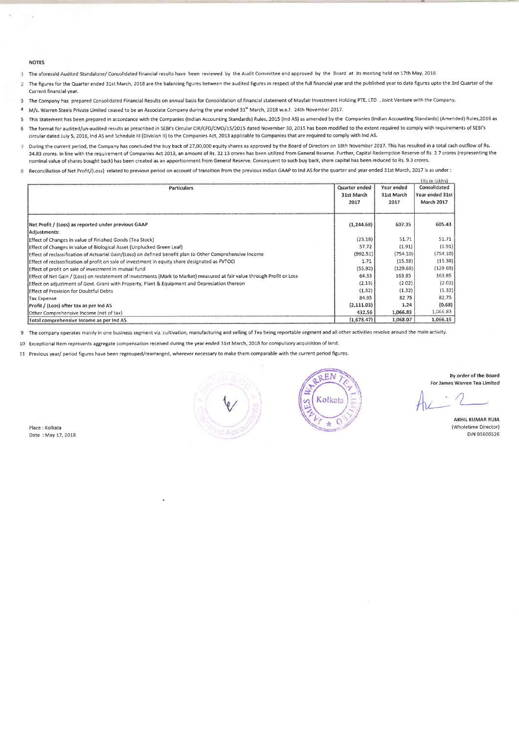NOTES

1. The aforesaid Audited Standalone/ Consolidated financial results have been reviewed by the Audit Committee and approved by the Board at its meeting held on 17th May, 2018.
2. The figures for the Quarter ended 31st March, 2018 are the balancing figures between the audited figures in respect of the full financial year and the published year to date figures upto the 3rd Quarter of the Current financial year.
3. The Company has prepared Consolidated Financial Results on annual basis for Consolidation of financial statement of Mayfair Investment Holding PTE. LTD. , Joint Venture with the Company.
4. M/s. Warren Steels Private Limited ceased to be an Associate Company during the year ended 31st March, 2018 w.e.f. 24th November 2017.
5. This Statement has been prepared in accordance with the Companies (Indian Accounting Standards) Rules, 2015 (Ind AS) as amended by the Companies (Indian Accounting Standards) (Amended) Rules,2016 as
6. The format for audited/un-audited results as prescribed in SEBI's Circular CIR/CFD/CMD/15/2015 dated November 30, 2015 has been modified to the extent required to comply with requirements of SEBI's circular dated July 5, 2016, Ind AS and Schedule III (Division II) to the Companies Act, 2013 applicable to Companies that are required to comply with Ind AS.
7. During the current period, the Company has concluded the buy back of 27,00,000 equity shares as approved by the Board of Directors on 18th November 2017. This has resulted in a total cash outflow of Rs. 34.83 crores. In line with the requirement of Companies Act 2013, an amount of Rs. 32.13 crores has been utilized from General Reserve. Further, Capital Redemption Reserve of Rs. 2.7 crores (representing the nominal value of shares bought back) has been created as an apportionment from General Reserve. Consequent to such buy back, share capital has been reduced to Rs. 9.3 crores.
8. Reconciliation of Net Profit/(Loss) related to previous period on account of transition from the previous Indian GAAP to Ind AS for the quarter and year ended 31st March, 2017 is as under :

(Rs in lakhs)

| Particulars | Quarter ended 31st March 2017 | Year ended 31st March 2017 | Consolidated Year ended 31st March 2017 |
|---|---|---|---|
| Net Profit / (Loss) as reported under previous GAAP | (1,244.68) | 607.35 | 605.43 |
| Adjustments: | | | |
| Effect of Changes in value of Finished Goods (Tea Stock) | (23.18) | 51.71 | 51.71 |
| Effect of Changes in value of Biological Asset (Unplucked Green Leaf) | 57.72 | (1.91) | (1.91) |
| Effect of reclassification of Actuarial Gain/(Loss) on defined benefit plan to Other Comprehensive Income | (992.51) | (754.10) | (754.10) |
| Effect of reclassification of profit on sale of investment in equity share designated as FVTOCI | 1.71 | (15.38) | (15.38) |
| Effect of profit on sale of investment in mutual fund | (55.92) | (129.69) | (129.69) |
| Effect of Net Gain / (Loss) on restatement of investments (Mark to Market) measured at fair value through Profit or Loss | 64.33 | 163.85 | 163.85 |
| Effect on adjustment of Govt. Grant with Property, Plant & Equipment and Depreciation thereon | (2.13) | (2.02) | (2.02) |
| Effect of Provision for Doubtful Debts | (1.32) | (1.32) | (1.32) |
| Tax Expense | 84.95 | 82.75 | 82.75 |
| **Profit / (Loss) after tax as per Ind AS** | **(2,111.03)** | **1.24** | **(0.68)** |
| Other Comprehensive Income (net of tax) | 432.56 | 1,066.83 | 1,066.83 |
| **Total comprehensive Income as per Ind AS** | (1,678.47) | 1,068.07 | 1,066.15 |

9. The company operates mainly in one business segment viz. cultivation, manufacturing and selling of Tea being reportable segment and all other activities revolve around the main activity.
10. Exceptional Item represents aggregate compensation received during the year ended 31st March, 2018 for compulsory acquisition of land.
11. Previous year/ period figures have been regrouped/rearranged, wherever necessary to make them comparable with the current period figures.

By order of the Board
For James Warren Tea Limited

AKHIL KUMAR RUIA
(Wholetime Director)
DIN 03600526

Place : Kolkata
Date : May 17, 2018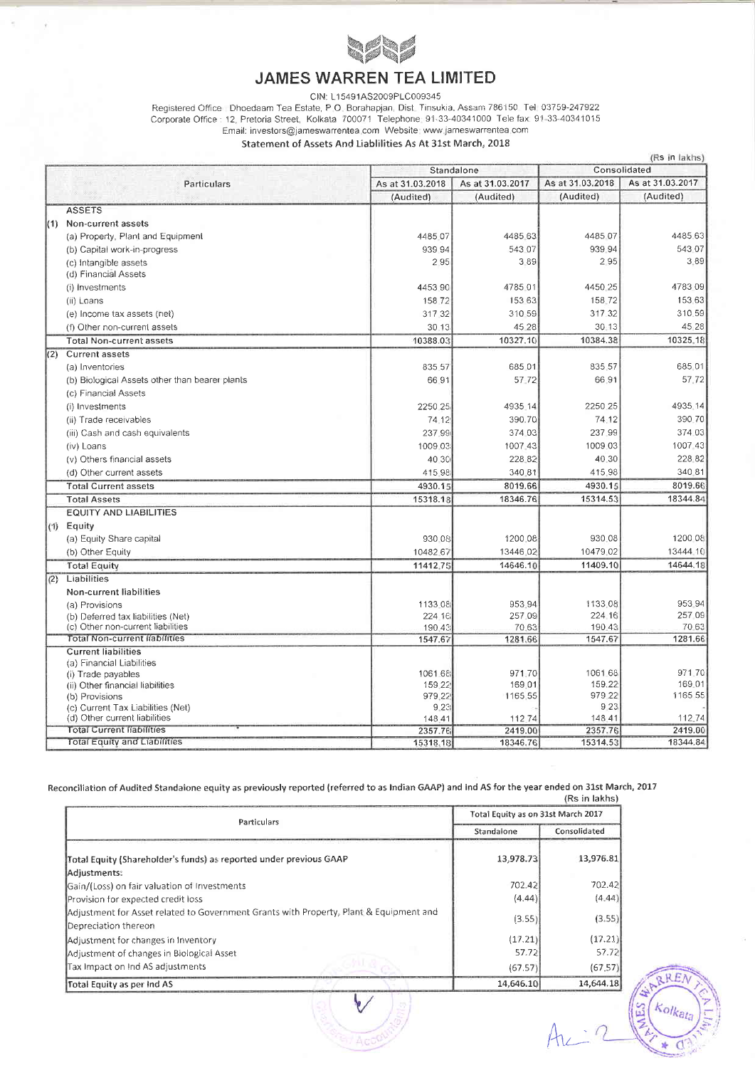# JAMES WARREN TEA LIMITED

CIN: L15491AS2009PLC009345

Registered Office : Dhoedaam Tea Estate, P.O. Borahapjan, Dist. Tinsukia, Assam 786150 Tel: 03759-247922
Corporate Office : 12, Pretoria Street, Kolkata 700071 Telephone: 91-33-40341000 Tele fax: 91-33-40341015
Email: investors@jameswarrentea.com Website: www.jameswarrentea.com

## Statement of Assets And Liablilities As At 31st March, 2018

(Rs in lakhs)

| Particulars | Standalone | | Consolidated | |
|---|---|---|---|---|
| | As at 31.03.2018 | As at 31.03.2017 | As at 31.03.2018 | As at 31.03.2017 |
| | (Audited) | (Audited) | (Audited) | (Audited) |
| **ASSETS** | | | | |
| (1) Non-current assets | | | | |
| (a) Property, Plant and Equipment | 4485.07 | 4485.63 | 4485.07 | 4485.63 |
| (b) Capital work-in-progress | 939.94 | 543.07 | 939.94 | 543.07 |
| (c) Intangible assets | 2.95 | 3.89 | 2.95 | 3.89 |
| (d) Financial Assets | | | | |
| (i) Investments | 4453.90 | 4785.01 | 4450.25 | 4783.09 |
| (ii) Loans | 158.72 | 153.63 | 158.72 | 153.63 |
| (e) Income tax assets (net) | 317.32 | 310.59 | 317.32 | 310.59 |
| (f) Other non-current assets | 30.13 | 45.28 | 30.13 | 45.28 |
| Total Non-current assets | 10388.03 | 10327.10 | 10384.38 | 10325.18 |
| (2) Current assets | | | | |
| (a) Inventories | 835.57 | 685.01 | 835.57 | 685.01 |
| (b) Biological Assets other than bearer plants | 66.91 | 57.72 | 66.91 | 57.72 |
| (c) Financial Assets | | | | |
| (i) Investments | 2250.25 | 4935.14 | 2250.25 | 4935.14 |
| (ii) Trade receivables | 74.12 | 390.70 | 74.12 | 390.70 |
| (iii) Cash and cash equivalents | 237.99 | 374.03 | 237.99 | 374.03 |
| (iv) Loans | 1009.03 | 1007.43 | 1009.03 | 1007.43 |
| (v) Others financial assets | 40.30 | 228.82 | 40.30 | 228.82 |
| (d) Other current assets | 415.98 | 340.81 | 415.98 | 340.81 |
| Total Current assets | 4930.15 | 8019.66 | 4930.15 | 8019.66 |
| Total Assets | 15318.18 | 18346.76 | 15314.53 | 18344.84 |
| **EQUITY AND LIABILITIES** | | | | |
| (1) Equity | | | | |
| (a) Equity Share capital | 930.08 | 1200.08 | 930.08 | 1200.08 |
| (b) Other Equity | 10482.67 | 13446.02 | 10479.02 | 13444.10 |
| Total Equity | 11412.75 | 14646.10 | 11409.10 | 14644.18 |
| (2) Liabilities | | | | |
| Non-current liabilities | | | | |
| (a) Provisions | 1133.08 | 953.94 | 1133.08 | 953.94 |
| (b) Deferred tax liabilities (Net) | 224.16 | 257.09 | 224.16 | 257.09 |
| (c) Other non-current liabilities | 190.43 | 70.63 | 190.43 | 70.63 |
| Total Non-current liabilities | 1547.67 | 1281.66 | 1547.67 | 1281.66 |
| Current liabilities | | | | |
| (a) Financial Liabilities | | | | |
| (i) Trade payables | 1061.68 | 971.70 | 1061.68 | 971.70 |
| (ii) Other financial liabilities | 159.22 | 169.01 | 159.22 | 169.01 |
| (b) Provisions | 979.22 | 1165.55 | 979.22 | 1165.55 |
| (c) Current Tax Liabilities (Net) | 9.23 | - | 9.23 | - |
| (d) Other current liabilities | 148.41 | 112.74 | 148.41 | 112.74 |
| Total Current liabilities | 2357.76 | 2419.00 | 2357.76 | 2419.00 |
| Total Equity and Liabilities | 15318.18 | 18346.76 | 15314.53 | 18344.84 |

### Reconciliation of Audited Standalone equity as previously reported (referred to as Indian GAAP) and Ind AS for the year ended on 31st March, 2017

(Rs in lakhs)

| Particulars | Total Equity as on 31st March 2017 | |
|---|---|---|
| | Standalone | Consolidated |
| Total Equity (Shareholder's funds) as reported under previous GAAP | 13,978.73 | 13,976.81 |
| Adjustments: | | |
| Gain/(Loss) on fair valuation of Investments | 702.42 | 702.42 |
| Provision for expected credit loss | (4.44) | (4.44) |
| Adjustment for Asset related to Government Grants with Property, Plant & Equipment and Depreciation thereon | (3.55) | (3.55) |
| Adjustment for changes in Inventory | (17.21) | (17.21) |
| Adjustment of changes in Biological Asset | 57.72 | 57.72 |
| Tax Impact on Ind AS adjustments | (67.57) | (67.57) |
| Total Equity as per Ind AS | 14,646.10 | 14,644.18 |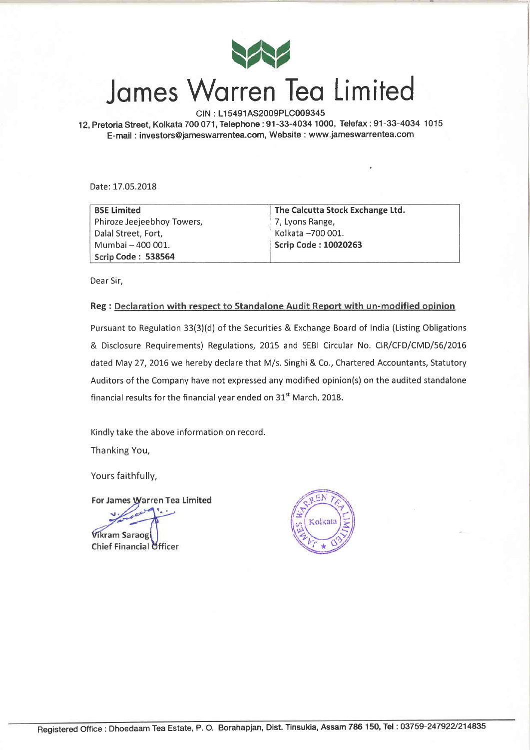# James Warren Tea Limited

CIN : L15491AS2009PLC009345

12, Pretoria Street, Kolkata 700 071, Telephone : 91-33-4034 1000, Telefax : 91-33-4034 1015

E-mail : investors@jameswarrentea.com, Website : www.jameswarrentea.com

Date: 17.05.2018

| **BSE Limited** | **The Calcutta Stock Exchange Ltd.** |
|---|---|
| Phiroze Jeejeebhoy Towers, | 7, Lyons Range, |
| Dalal Street, Fort, | Kolkata –700 001. |
| Mumbai – 400 001. | **Scrip Code : 10020263** |
| **Scrip Code : 538564** | |

Dear Sir,

**Reg : Declaration with respect to Standalone Audit Report with un-modified opinion**

Pursuant to Regulation 33(3)(d) of the Securities & Exchange Board of India (Listing Obligations & Disclosure Requirements) Regulations, 2015 and SEBI Circular No. CIR/CFD/CMD/56/2016 dated May 27, 2016 we hereby declare that M/s. Singhi & Co., Chartered Accountants, Statutory Auditors of the Company have not expressed any modified opinion(s) on the audited standalone financial results for the financial year ended on 31st March, 2018.

Kindly take the above information on record.

Thanking You,

Yours faithfully,

**For James Warren Tea Limited**

Vikram Saraogi
Chief Financial Officer

Registered Office : Dhoedaam Tea Estate, P. O. Borahapjan, Dist. Tinsukia, Assam 786 150, Tel : 03759-247922/214835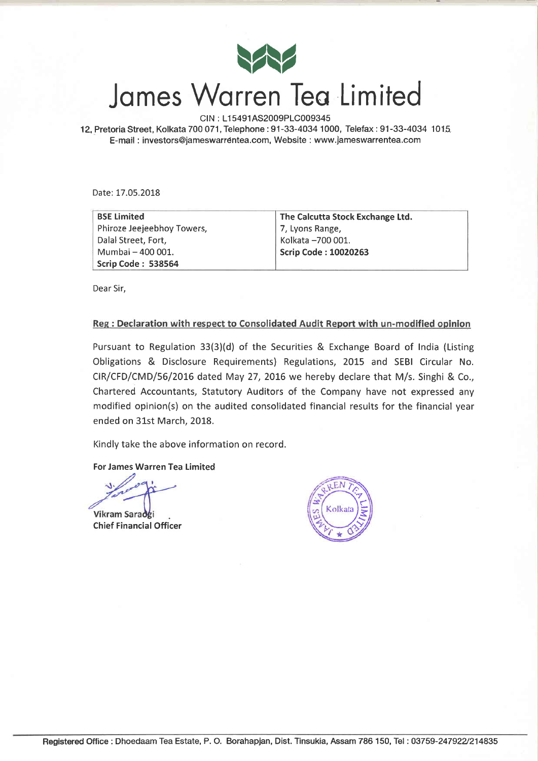# James Warren Tea Limited

CIN : L15491AS2009PLC009345

12, Pretoria Street, Kolkata 700 071, Telephone : 91-33-4034 1000, Telefax : 91-33-4034 1015

E-mail : investors@jameswarrentea.com, Website : www.jameswarrentea.com

Date: 17.05.2018

| | |
|---|---|
| **BSE Limited**<br>Phiroze Jeejeebhoy Towers,<br>Dalal Street, Fort,<br>Mumbai – 400 001.<br>**Scrip Code : 538564** | **The Calcutta Stock Exchange Ltd.**<br>7, Lyons Range,<br>Kolkata –700 001.<br>**Scrip Code : 10020263** |

Dear Sir,

**Reg : Declaration with respect to Consolidated Audit Report with un-modified opinion**

Pursuant to Regulation 33(3)(d) of the Securities & Exchange Board of India (Listing Obligations & Disclosure Requirements) Regulations, 2015 and SEBI Circular No. CIR/CFD/CMD/56/2016 dated May 27, 2016 we hereby declare that M/s. Singhi & Co., Chartered Accountants, Statutory Auditors of the Company have not expressed any modified opinion(s) on the audited consolidated financial results for the financial year ended on 31st March, 2018.

Kindly take the above information on record.

**For James Warren Tea Limited**

Vikram Saraogi
**Chief Financial Officer**

Registered Office : Dhoedaam Tea Estate, P. O. Borahapjan, Dist. Tinsukia, Assam 786 150, Tel : 03759-247922/214835